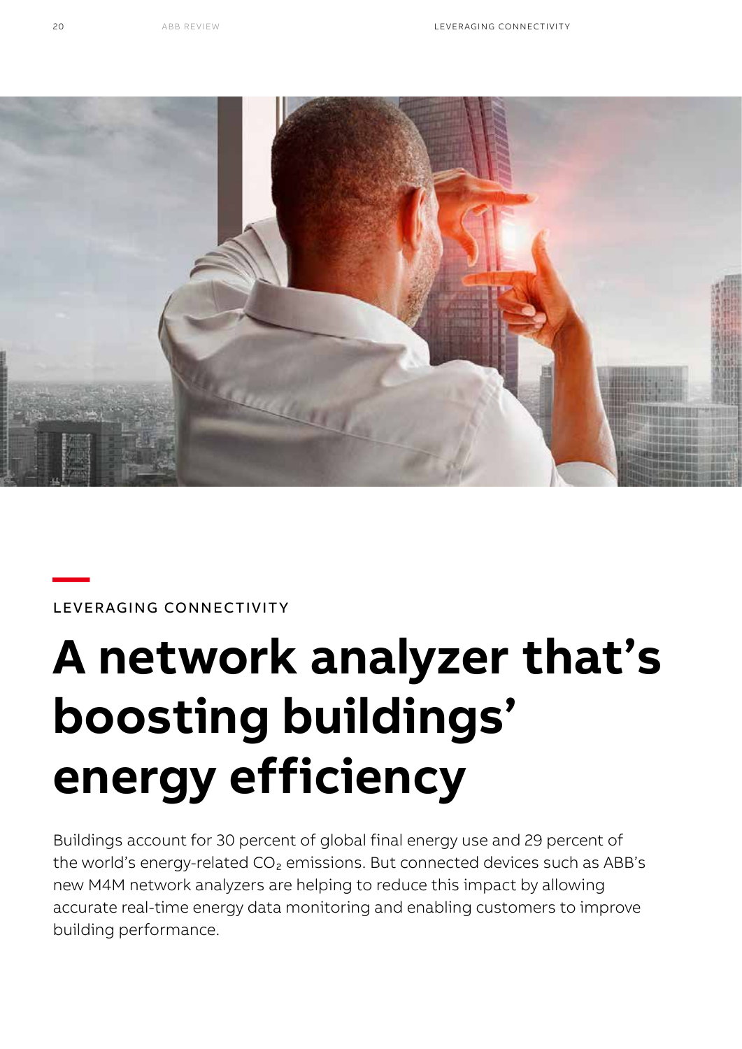LEVERAGING CONNECTIVITY

# A network analyzer that's boosting buildings' energy efficiency

Buildings account for 30 percent of global final energy use and 29 percent of the world's energy-related $CO_2$ emissions. But connected devices such as ABB's new M4M network analyzers are helping to reduce this impact by allowing accurate real-time energy data monitoring and enabling customers to improve building performance.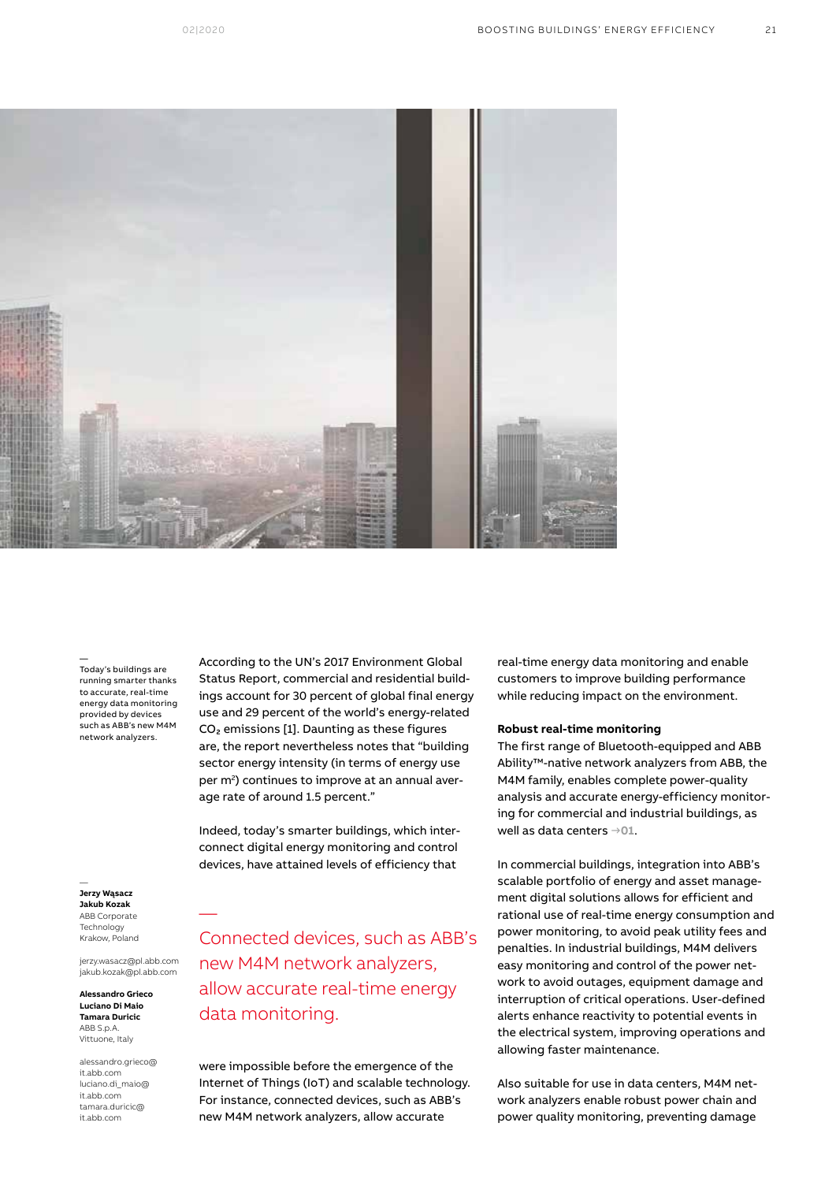Today's buildings are running smarter thanks to accurate, real-time energy data monitoring provided by devices such as ABB's new M4M network analyzers.

**Jerzy Wąsacz**
**Jakub Kozak**
ABB Corporate Technology
Krakow, Poland

jerzy.wasacz@pl.abb.com
jakub.kozak@pl.abb.com

**Alessandro Grieco**
**Luciano Di Maio**
**Tamara Duricic**
ABB S.p.A.
Vittuone, Italy

alessandro.grieco@it.abb.com
luciano.di_maio@it.abb.com
tamara.duricic@it.abb.com

According to the UN's 2017 Environment Global Status Report, commercial and residential buildings account for 30 percent of global final energy use and 29 percent of the world's energy-related $CO_2$ emissions [1]. Daunting as these figures are, the report nevertheless notes that "building sector energy intensity (in terms of energy use per $m^2$) continues to improve at an annual average rate of around 1.5 percent."

Indeed, today's smarter buildings, which interconnect digital energy monitoring and control devices, have attained levels of efficiency that were impossible before the emergence of the Internet of Things (IoT) and scalable technology. For instance, connected devices, such as ABB's new M4M network analyzers, allow accurate real-time energy data monitoring and enable customers to improve building performance while reducing impact on the environment.

Connected devices, such as ABB's new M4M network analyzers, allow accurate real-time energy data monitoring.

**Robust real-time monitoring**

The first range of Bluetooth-equipped and ABB Ability™-native network analyzers from ABB, the M4M family, enables complete power-quality analysis and accurate energy-efficiency monitoring for commercial and industrial buildings, as well as data centers →01.

In commercial buildings, integration into ABB's scalable portfolio of energy and asset management digital solutions allows for efficient and rational use of real-time energy consumption and power monitoring, to avoid peak utility fees and penalties. In industrial buildings, M4M delivers easy monitoring and control of the power network to avoid outages, equipment damage and interruption of critical operations. User-defined alerts enhance reactivity to potential events in the electrical system, improving operations and allowing faster maintenance.

Also suitable for use in data centers, M4M network analyzers enable robust power chain and power quality monitoring, preventing damage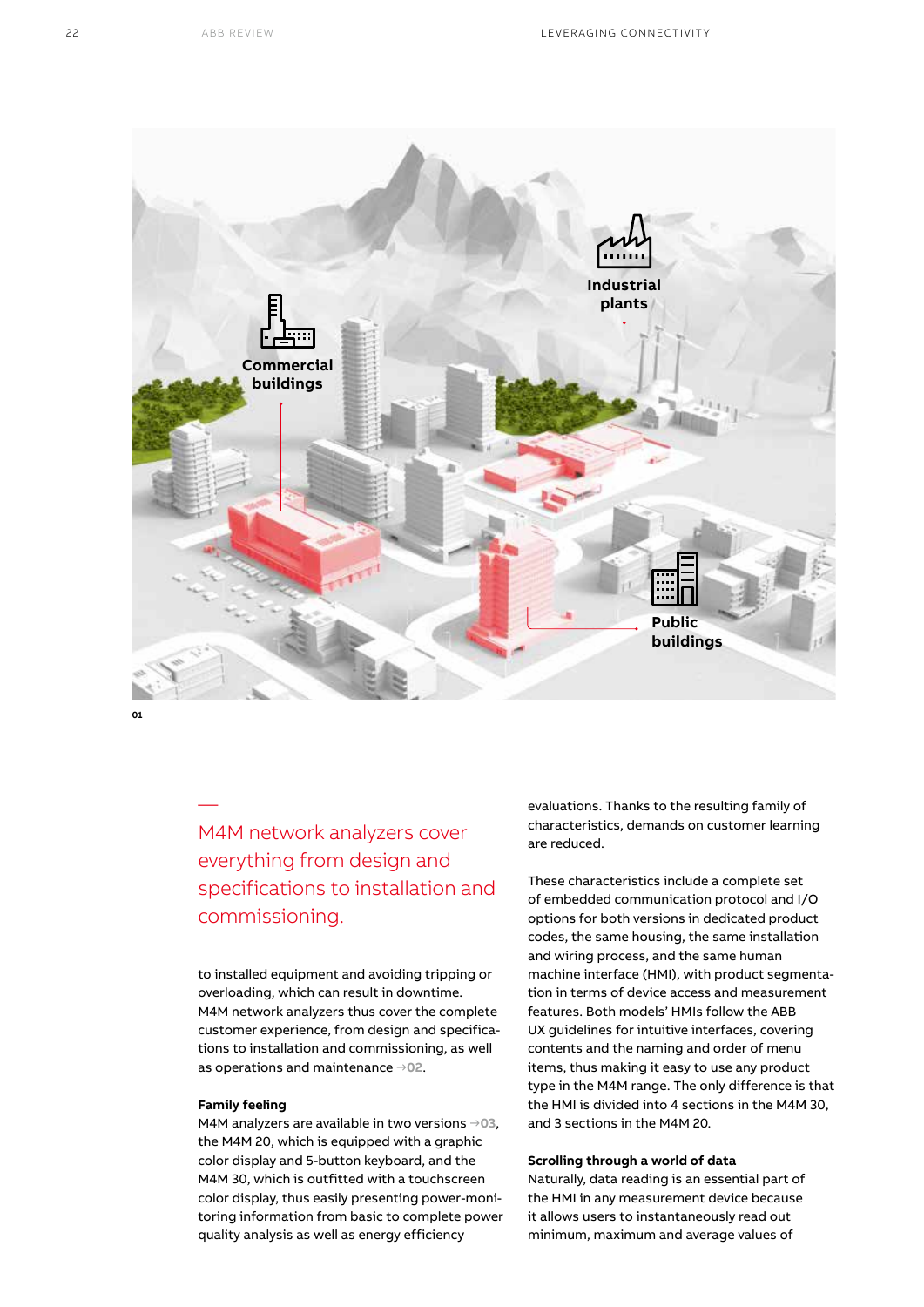Commercial buildings

Industrial plants

Public buildings

01

—

M4M network analyzers cover everything from design and specifications to installation and commissioning.

to installed equipment and avoiding tripping or overloading, which can result in downtime. M4M network analyzers thus cover the complete customer experience, from design and specifications to installation and commissioning, as well as operations and maintenance →02.

**Family feeling**

M4M analyzers are available in two versions →03, the M4M 20, which is equipped with a graphic color display and 5-button keyboard, and the M4M 30, which is outfitted with a touchscreen color display, thus easily presenting power-monitoring information from basic to complete power quality analysis as well as energy efficiency evaluations. Thanks to the resulting family of characteristics, demands on customer learning are reduced.

These characteristics include a complete set of embedded communication protocol and I/O options for both versions in dedicated product codes, the same housing, the same installation and wiring process, and the same human machine interface (HMI), with product segmentation in terms of device access and measurement features. Both models' HMIs follow the ABB UX guidelines for intuitive interfaces, covering contents and the naming and order of menu items, thus making it easy to use any product type in the M4M range. The only difference is that the HMI is divided into 4 sections in the M4M 30, and 3 sections in the M4M 20.

**Scrolling through a world of data**

Naturally, data reading is an essential part of the HMI in any measurement device because it allows users to instantaneously read out minimum, maximum and average values of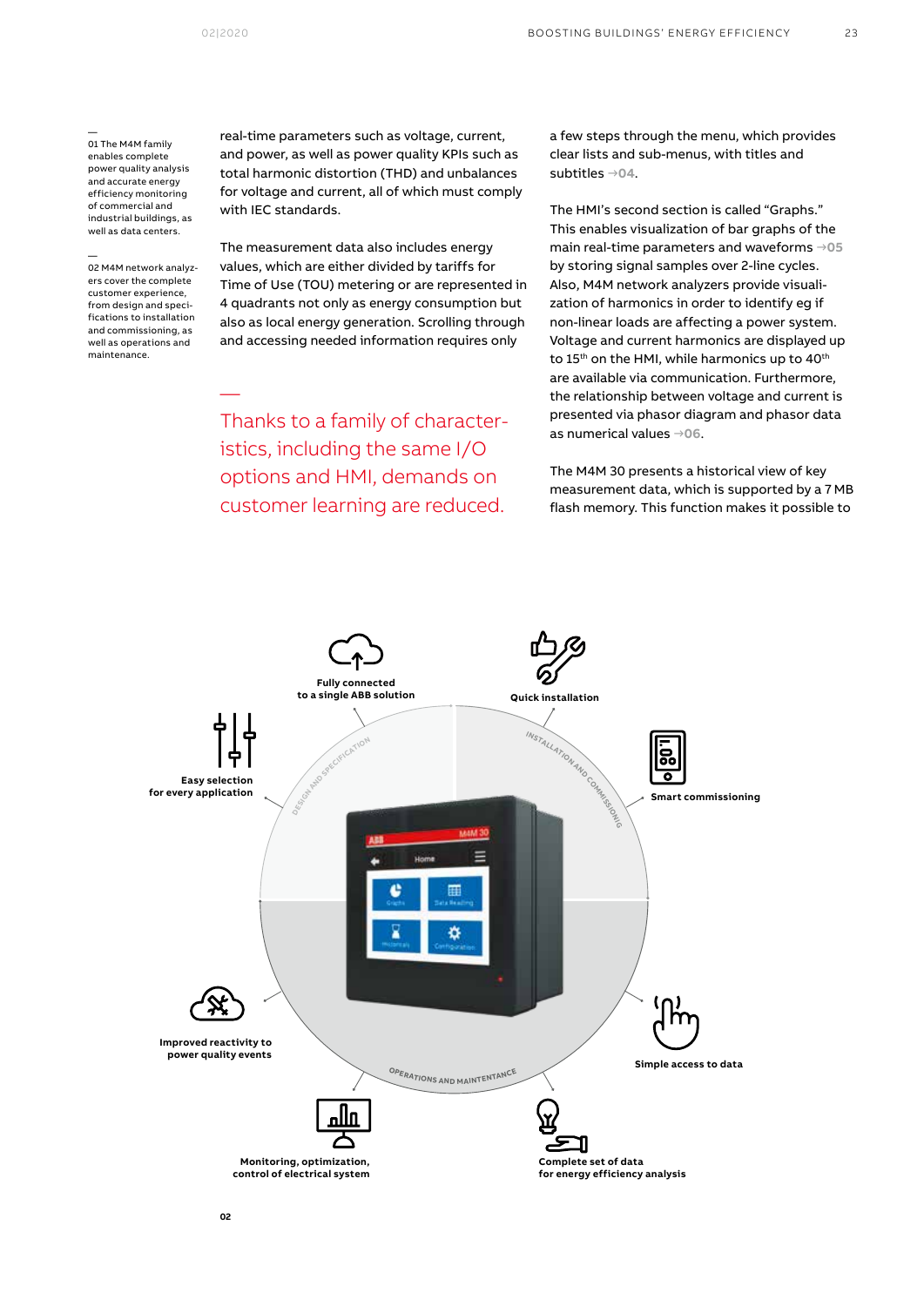—
01 The M4M family enables complete power quality analysis and accurate energy efficiency monitoring of commercial and industrial buildings, as well as data centers.

—
02 M4M network analyzers cover the complete customer experience, from design and specifications to installation and commissioning, as well as operations and maintenance.

real-time parameters such as voltage, current, and power, as well as power quality KPIs such as total harmonic distortion (THD) and unbalances for voltage and current, all of which must comply with IEC standards.

The measurement data also includes energy values, which are either divided by tariffs for Time of Use (TOU) metering or are represented in 4 quadrants not only as energy consumption but also as local energy generation. Scrolling through and accessing needed information requires only a few steps through the menu, which provides clear lists and sub-menus, with titles and subtitles →04.

—
Thanks to a family of characteristics, including the same I/O options and HMI, demands on customer learning are reduced.

The HMI's second section is called "Graphs." This enables visualization of bar graphs of the main real-time parameters and waveforms →05 by storing signal samples over 2-line cycles. Also, M4M network analyzers provide visualization of harmonics in order to identify eg if non-linear loads are affecting a power system. Voltage and current harmonics are displayed up to 15th on the HMI, while harmonics up to 40th are available via communication. Furthermore, the relationship between voltage and current is presented via phasor diagram and phasor data as numerical values →06.

The M4M 30 presents a historical view of key measurement data, which is supported by a 7 MB flash memory. This function makes it possible to

Fully connected to a single ABB solution

Quick installation

Easy selection for every application

Smart commissioning

DESIGN AND SPECIFICATION

INSTALLATION AND COMMISSIONIG

Improved reactivity to power quality events

Simple access to data

OPERATIONS AND MAINTENANCE

Monitoring, optimization, control of electrical system

Complete set of data for energy efficiency analysis

02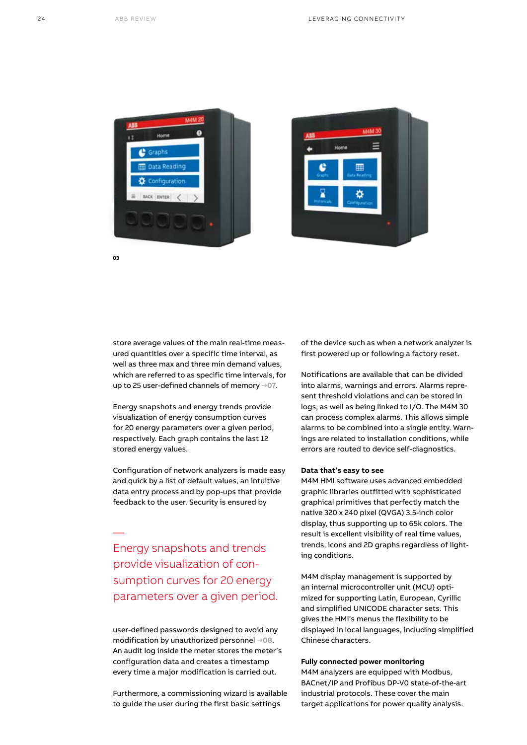03

store average values of the main real-time measured quantities over a specific time interval, as well as three max and three min demand values, which are referred to as specific time intervals, for up to 25 user-defined channels of memory →07.

Energy snapshots and energy trends provide visualization of energy consumption curves for 20 energy parameters over a given period, respectively. Each graph contains the last 12 stored energy values.

Configuration of network analyzers is made easy and quick by a list of default values, an intuitive data entry process and by pop-ups that provide feedback to the user. Security is ensured by user-defined passwords designed to avoid any modification by unauthorized personnel →08. An audit log inside the meter stores the meter's configuration data and creates a timestamp every time a major modification is carried out.

—

Energy snapshots and trends provide visualization of consumption curves for 20 energy parameters over a given period.

Furthermore, a commissioning wizard is available to guide the user during the first basic settings of the device such as when a network analyzer is first powered up or following a factory reset.

Notifications are available that can be divided into alarms, warnings and errors. Alarms represent threshold violations and can be stored in logs, as well as being linked to I/O. The M4M 30 can process complex alarms. This allows simple alarms to be combined into a single entity. Warnings are related to installation conditions, while errors are routed to device self-diagnostics.

**Data that's easy to see**

M4M HMI software uses advanced embedded graphic libraries outfitted with sophisticated graphical primitives that perfectly match the native 320 x 240 pixel (QVGA) 3.5-inch color display, thus supporting up to 65k colors. The result is excellent visibility of real time values, trends, icons and 2D graphs regardless of lighting conditions.

M4M display management is supported by an internal microcontroller unit (MCU) optimized for supporting Latin, European, Cyrillic and simplified UNICODE character sets. This gives the HMI's menus the flexibility to be displayed in local languages, including simplified Chinese characters.

**Fully connected power monitoring**

M4M analyzers are equipped with Modbus, BACnet/IP and Profibus DP-V0 state-of-the-art industrial protocols. These cover the main target applications for power quality analysis.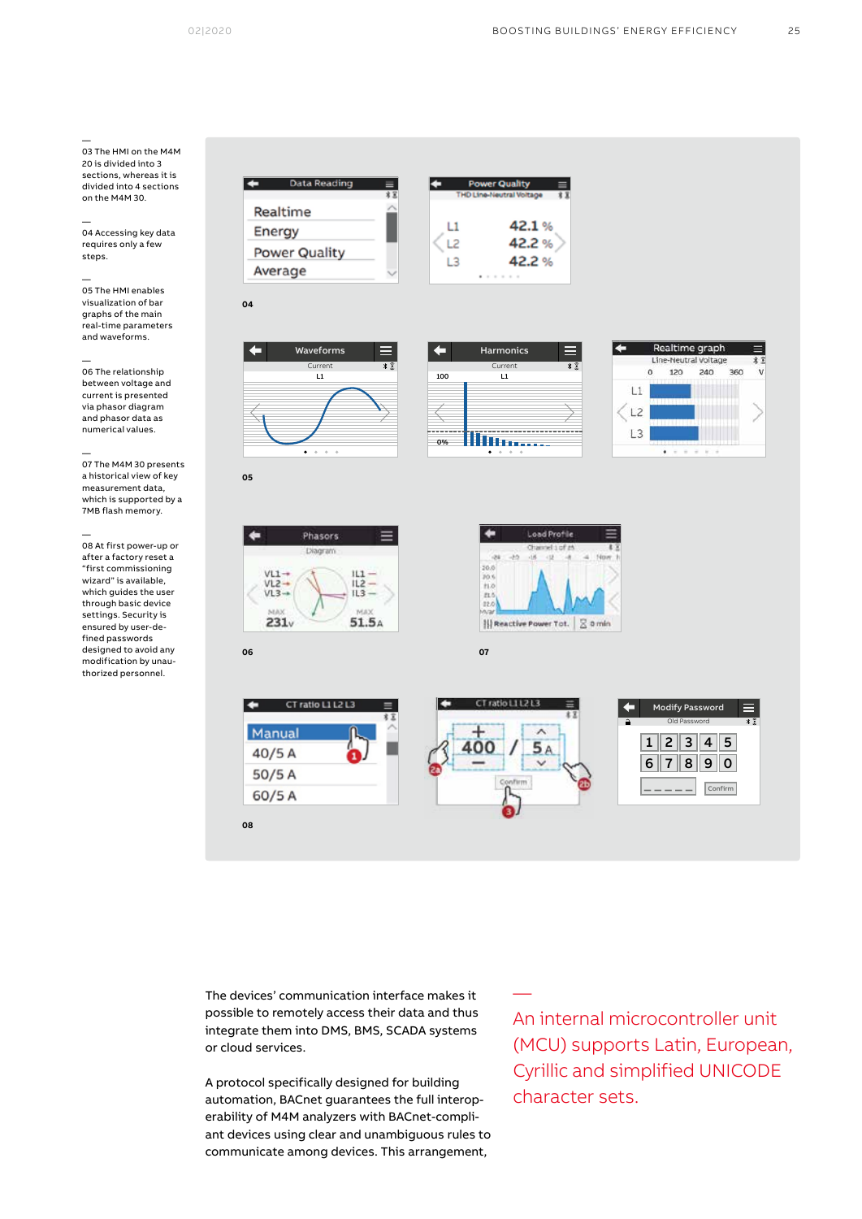—
03 The HMI on the M4M 20 is divided into 3 sections, whereas it is divided into 4 sections on the M4M 30.

—
04 Accessing key data requires only a few steps.

—
05 The HMI enables visualization of bar graphs of the main real-time parameters and waveforms.

—
06 The relationship between voltage and current is presented via phasor diagram and phasor data as numerical values.

—
07 The M4M 30 presents a historical view of key measurement data, which is supported by a 7MB flash memory.

—
08 At first power-up or after a factory reset a “first commissioning wizard” is available, which guides the user through basic device settings. Security is ensured by user-defined passwords designed to avoid any modification by unauthorized personnel.

Data Reading
Realtime
Energy
Power Quality
Average

Power Quality
THD Line-Neutral Voltage
L1 42.1 %
L2 42.2 %
L3 42.2 %

04

Waveforms
Current
L1

Harmonics
Current
100
L1
0%

Realtime graph
Line-Neutral Voltage
0 120 240 360 V
L1
L2
L3

05

Phasors
Diagram
VL1
VL2
VL3
IL1
IL2
IL3
MAX
231V
MAX
51.5A

Load Profile
Channel 1 of 25
Now
Reactive Power Tot.
0 min

06

07

CT ratio L1 L2 L3
Manual
40/5 A
50/5 A
60/5 A

CT ratio L1 L2 L3
400 / 5 A
Confirm

Modify Password
Old Password
1 2 3 4 5
6 7 8 9 0
Confirm

08

The devices’ communication interface makes it possible to remotely access their data and thus integrate them into DMS, BMS, SCADA systems or cloud services.

A protocol specifically designed for building automation, BACnet guarantees the full interoperability of M4M analyzers with BACnet-compliant devices using clear and unambiguous rules to communicate among devices. This arrangement,

—
An internal microcontroller unit (MCU) supports Latin, European, Cyrillic and simplified UNICODE character sets.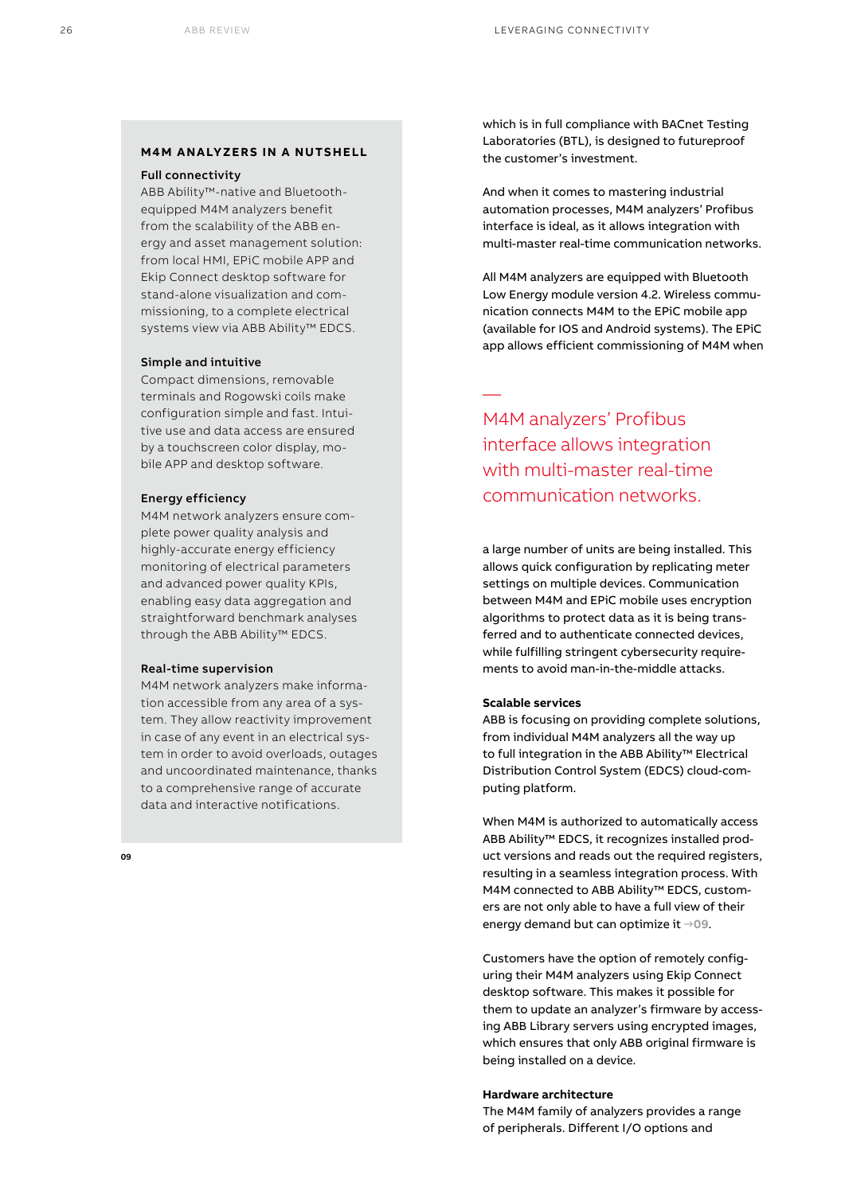## M4M ANALYZERS IN A NUTSHELL

**Full connectivity**
ABB Ability™-native and Bluetooth-equipped M4M analyzers benefit from the scalability of the ABB energy and asset management solution: from local HMI, EPiC mobile APP and Ekip Connect desktop software for stand-alone visualization and commissioning, to a complete electrical systems view via ABB Ability™ EDCS.

**Simple and intuitive**
Compact dimensions, removable terminals and Rogowski coils make configuration simple and fast. Intuitive use and data access are ensured by a touchscreen color display, mobile APP and desktop software.

**Energy efficiency**
M4M network analyzers ensure complete power quality analysis and highly-accurate energy efficiency monitoring of electrical parameters and advanced power quality KPIs, enabling easy data aggregation and straightforward benchmark analyses through the ABB Ability™ EDCS.

**Real-time supervision**
M4M network analyzers make information accessible from any area of a system. They allow reactivity improvement in case of any event in an electrical system in order to avoid overloads, outages and uncoordinated maintenance, thanks to a comprehensive range of accurate data and interactive notifications.

09

which is in full compliance with BACnet Testing Laboratories (BTL), is designed to futureproof the customer's investment.

And when it comes to mastering industrial automation processes, M4M analyzers' Profibus interface is ideal, as it allows integration with multi-master real-time communication networks.

All M4M analyzers are equipped with Bluetooth Low Energy module version 4.2. Wireless communication connects M4M to the EPiC mobile app (available for IOS and Android systems). The EPiC app allows efficient commissioning of M4M when a large number of units are being installed. This allows quick configuration by replicating meter settings on multiple devices. Communication between M4M and EPiC mobile uses encryption algorithms to protect data as it is being transferred and to authenticate connected devices, while fulfilling stringent cybersecurity requirements to avoid man-in-the-middle attacks.

M4M analyzers' Profibus interface allows integration with multi-master real-time communication networks.

**Scalable services**
ABB is focusing on providing complete solutions, from individual M4M analyzers all the way up to full integration in the ABB Ability™ Electrical Distribution Control System (EDCS) cloud-computing platform.

When M4M is authorized to automatically access ABB Ability™ EDCS, it recognizes installed product versions and reads out the required registers, resulting in a seamless integration process. With M4M connected to ABB Ability™ EDCS, customers are not only able to have a full view of their energy demand but can optimize it →09.

Customers have the option of remotely configuring their M4M analyzers using Ekip Connect desktop software. This makes it possible for them to update an analyzer's firmware by accessing ABB Library servers using encrypted images, which ensures that only ABB original firmware is being installed on a device.

**Hardware architecture**
The M4M family of analyzers provides a range of peripherals. Different I/O options and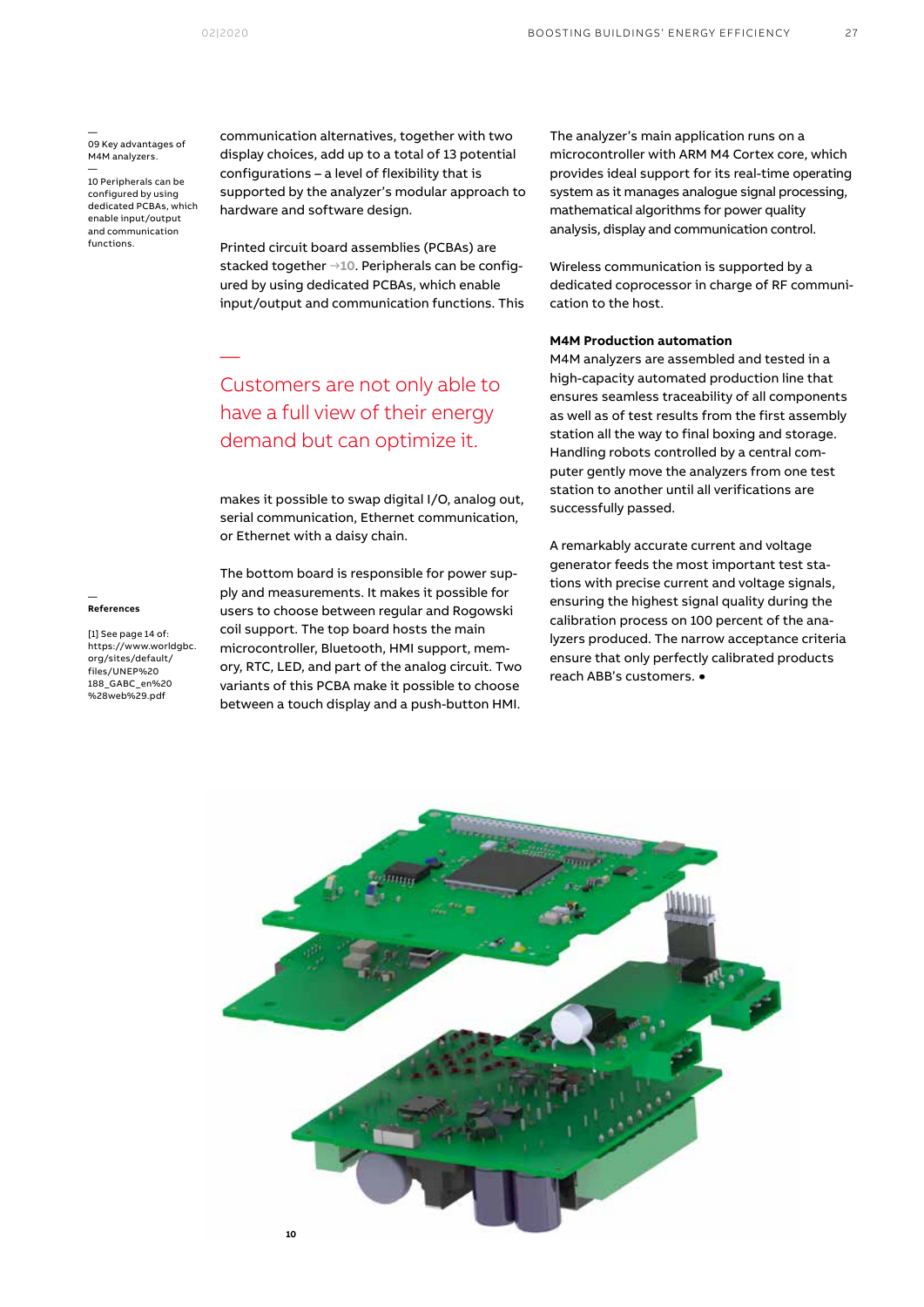—
09 Key advantages of M4M analyzers.

—
10 Peripherals can be configured by using dedicated PCBAs, which enable input/output and communication functions.

communication alternatives, together with two display choices, add up to a total of 13 potential configurations – a level of flexibility that is supported by the analyzer's modular approach to hardware and software design.

Printed circuit board assemblies (PCBAs) are stacked together →10. Peripherals can be configured by using dedicated PCBAs, which enable input/output and communication functions. This makes it possible to swap digital I/O, analog out, serial communication, Ethernet communication, or Ethernet with a daisy chain.

—
Customers are not only able to have a full view of their energy demand but can optimize it.

The bottom board is responsible for power supply and measurements. It makes it possible for users to choose between regular and Rogowski coil support. The top board hosts the main microcontroller, Bluetooth, HMI support, memory, RTC, LED, and part of the analog circuit. Two variants of this PCBA make it possible to choose between a touch display and a push-button HMI.

The analyzer's main application runs on a microcontroller with ARM M4 Cortex core, which provides ideal support for its real-time operating system as it manages analogue signal processing, mathematical algorithms for power quality analysis, display and communication control.

Wireless communication is supported by a dedicated coprocessor in charge of RF communication to the host.

**M4M Production automation**

M4M analyzers are assembled and tested in a high-capacity automated production line that ensures seamless traceability of all components as well as of test results from the first assembly station all the way to final boxing and storage. Handling robots controlled by a central computer gently move the analyzers from one test station to another until all verifications are successfully passed.

A remarkably accurate current and voltage generator feeds the most important test stations with precise current and voltage signals, ensuring the highest signal quality during the calibration process on 100 percent of the analyzers produced. The narrow acceptance criteria ensure that only perfectly calibrated products reach ABB's customers. ●

—
**References**

[1] See page 14 of: https://www.worldgbc.org/sites/default/files/UNEP%20188_GABC_en%20%28web%29.pdf

10